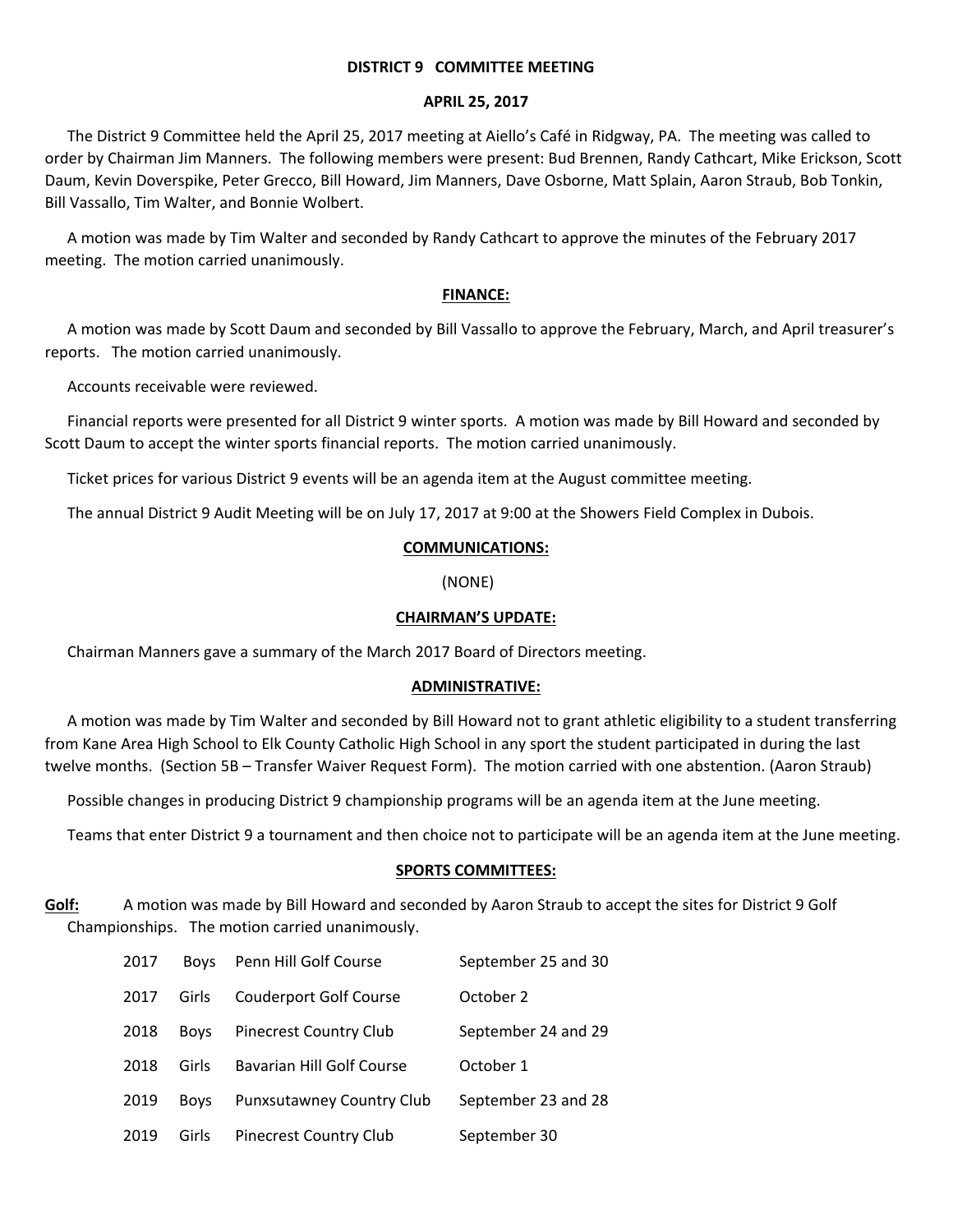# DISTRICT 9 COMMITTEE MEETING

## APRIL 25, 2017

The District 9 Committee held the April 25, 2017 meeting at Aiello's Café in Ridgway, PA. The meeting was called to order by Chairman Jim Manners. The following members were present: Bud Brennen, Randy Cathcart, Mike Erickson, Scott Daum, Kevin Doverspike, Peter Grecco, Bill Howard, Jim Manners, Dave Osborne, Matt Splain, Aaron Straub, Bob Tonkin, Bill Vassallo, Tim Walter, and Bonnie Wolbert.

A motion was made by Tim Walter and seconded by Randy Cathcart to approve the minutes of the February 2017 meeting. The motion carried unanimously.

### FINANCE:

A motion was made by Scott Daum and seconded by Bill Vassallo to approve the February, March, and April treasurer's reports. The motion carried unanimously.

Accounts receivable were reviewed.

Financial reports were presented for all District 9 winter sports. A motion was made by Bill Howard and seconded by Scott Daum to accept the winter sports financial reports. The motion carried unanimously.

Ticket prices for various District 9 events will be an agenda item at the August committee meeting.

The annual District 9 Audit Meeting will be on July 17, 2017 at 9:00 at the Showers Field Complex in Dubois.

### COMMUNICATIONS:

(NONE)

### CHAIRMAN'S UPDATE:

Chairman Manners gave a summary of the March 2017 Board of Directors meeting.

### ADMINISTRATIVE:

A motion was made by Tim Walter and seconded by Bill Howard not to grant athletic eligibility to a student transferring from Kane Area High School to Elk County Catholic High School in any sport the student participated in during the last twelve months. (Section 5B – Transfer Waiver Request Form). The motion carried with one abstention. (Aaron Straub)

Possible changes in producing District 9 championship programs will be an agenda item at the June meeting.

Teams that enter District 9 a tournament and then choice not to participate will be an agenda item at the June meeting.

### SPORTS COMMITTEES:

**Golf:** A motion was made by Bill Howard and seconded by Aaron Straub to accept the sites for District 9 Golf Championships. The motion carried unanimously.

| | | | |
|---|---|---|---|
| 2017 | Boys | Penn Hill Golf Course | September 25 and 30 |
| 2017 | Girls | Couderport Golf Course | October 2 |
| 2018 | Boys | Pinecrest Country Club | September 24 and 29 |
| 2018 | Girls | Bavarian Hill Golf Course | October 1 |
| 2019 | Boys | Punxsutawney Country Club | September 23 and 28 |
| 2019 | Girls | Pinecrest Country Club | September 30 |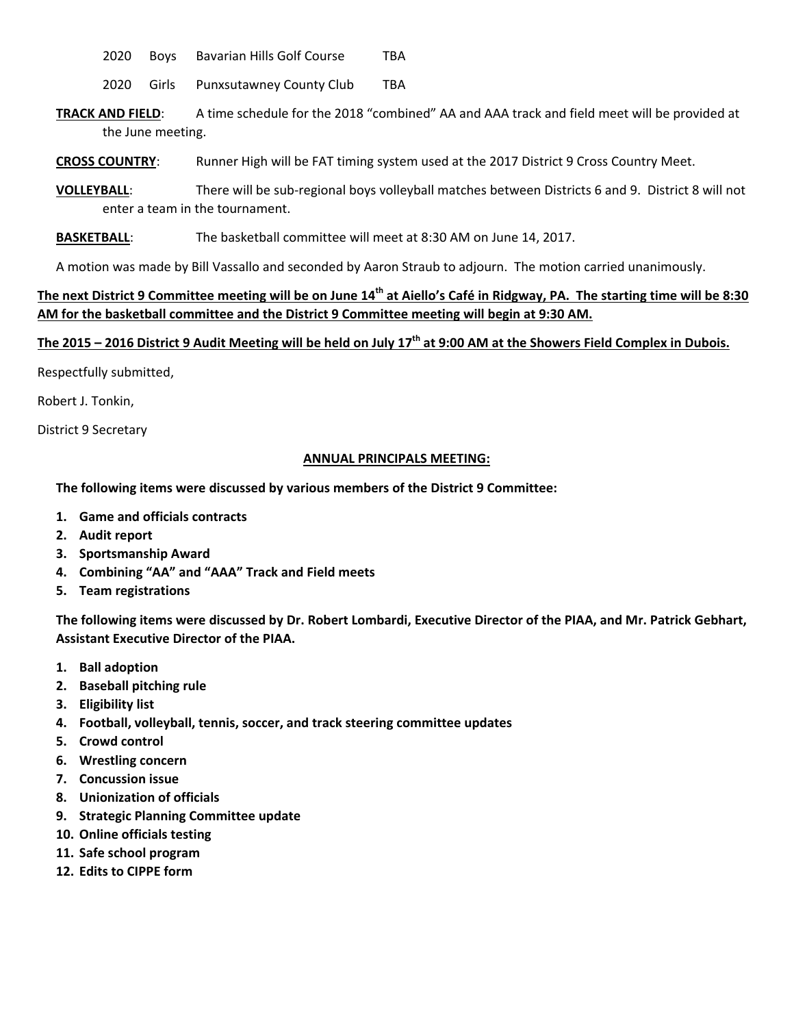| | | | |
|---|---|---|---|
| 2020 | Boys | Bavarian Hills Golf Course | TBA |
| 2020 | Girls | Punxsutawney County Club | TBA |

**TRACK AND FIELD**: A time schedule for the 2018 "combined" AA and AAA track and field meet will be provided at the June meeting.

**CROSS COUNTRY**: Runner High will be FAT timing system used at the 2017 District 9 Cross Country Meet.

**VOLLEYBALL**: There will be sub-regional boys volleyball matches between Districts 6 and 9. District 8 will not enter a team in the tournament.

**BASKETBALL**: The basketball committee will meet at 8:30 AM on June 14, 2017.

A motion was made by Bill Vassallo and seconded by Aaron Straub to adjourn. The motion carried unanimously.

**The next District 9 Committee meeting will be on June 14th at Aiello's Café in Ridgway, PA. The starting time will be 8:30 AM for the basketball committee and the District 9 Committee meeting will begin at 9:30 AM.**

**The 2015 – 2016 District 9 Audit Meeting will be held on July 17th at 9:00 AM at the Showers Field Complex in Dubois.**

Respectfully submitted,

Robert J. Tonkin,

District 9 Secretary

## ANNUAL PRINCIPALS MEETING:

**The following items were discussed by various members of the District 9 Committee:**

1. **Game and officials contracts**
2. **Audit report**
3. **Sportsmanship Award**
4. **Combining "AA" and "AAA" Track and Field meets**
5. **Team registrations**

**The following items were discussed by Dr. Robert Lombardi, Executive Director of the PIAA, and Mr. Patrick Gebhart, Assistant Executive Director of the PIAA.**

1. **Ball adoption**
2. **Baseball pitching rule**
3. **Eligibility list**
4. **Football, volleyball, tennis, soccer, and track steering committee updates**
5. **Crowd control**
6. **Wrestling concern**
7. **Concussion issue**
8. **Unionization of officials**
9. **Strategic Planning Committee update**
10. **Online officials testing**
11. **Safe school program**
12. **Edits to CIPPE form**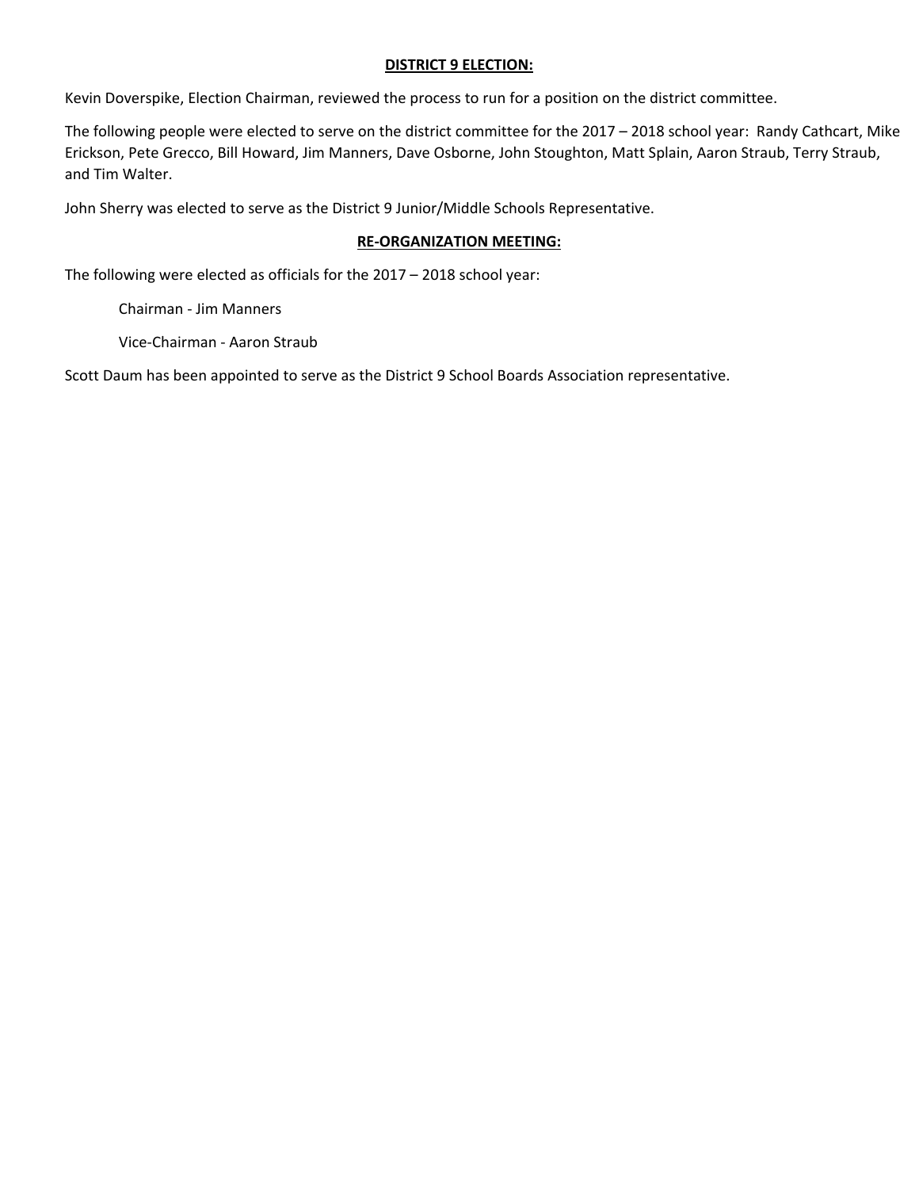## DISTRICT 9 ELECTION:

Kevin Doverspike, Election Chairman, reviewed the process to run for a position on the district committee.

The following people were elected to serve on the district committee for the 2017 – 2018 school year: Randy Cathcart, Mike Erickson, Pete Grecco, Bill Howard, Jim Manners, Dave Osborne, John Stoughton, Matt Splain, Aaron Straub, Terry Straub, and Tim Walter.

John Sherry was elected to serve as the District 9 Junior/Middle Schools Representative.

## RE-ORGANIZATION MEETING:

The following were elected as officials for the 2017 – 2018 school year:

Chairman - Jim Manners

Vice-Chairman - Aaron Straub

Scott Daum has been appointed to serve as the District 9 School Boards Association representative.